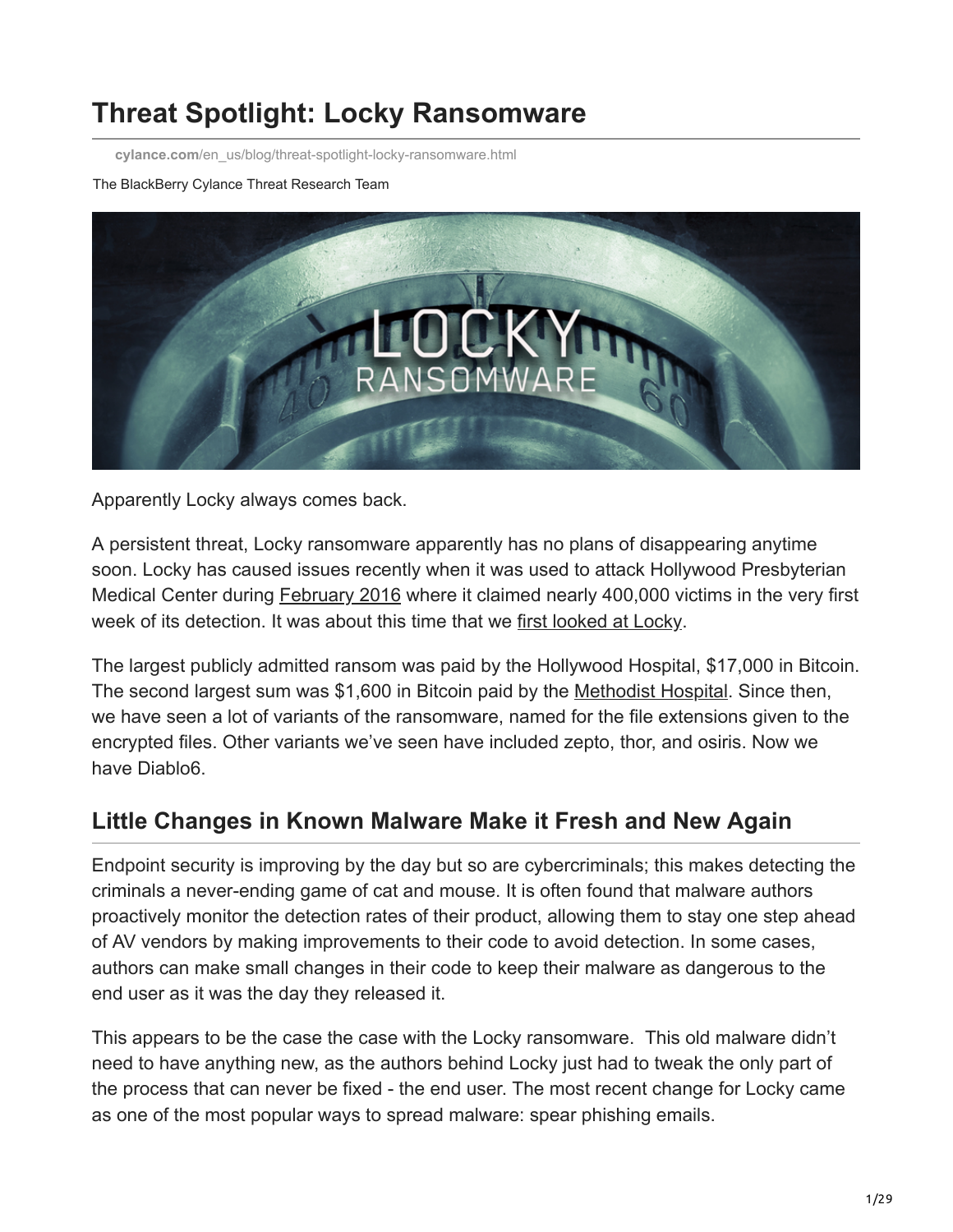# Threat Spotlight: Locky Ransomware

cylance.com/en_us/blog/threat-spotlight-locky-ransomware.html

The BlackBerry Cylance Threat Research Team

Apparently Locky always comes back.

A persistent threat, Locky ransomware apparently has no plans of disappearing anytime soon. Locky has caused issues recently when it was used to attack Hollywood Presbyterian Medical Center during February 2016 where it claimed nearly 400,000 victims in the very first week of its detection. It was about this time that we first looked at Locky.

The largest publicly admitted ransom was paid by the Hollywood Hospital, $17,000 in Bitcoin. The second largest sum was $1,600 in Bitcoin paid by the Methodist Hospital. Since then, we have seen a lot of variants of the ransomware, named for the file extensions given to the encrypted files. Other variants we've seen have included zepto, thor, and osiris. Now we have Diablo6.

## Little Changes in Known Malware Make it Fresh and New Again

Endpoint security is improving by the day but so are cybercriminals; this makes detecting the criminals a never-ending game of cat and mouse. It is often found that malware authors proactively monitor the detection rates of their product, allowing them to stay one step ahead of AV vendors by making improvements to their code to avoid detection. In some cases, authors can make small changes in their code to keep their malware as dangerous to the end user as it was the day they released it.

This appears to be the case the case with the Locky ransomware. This old malware didn't need to have anything new, as the authors behind Locky just had to tweak the only part of the process that can never be fixed - the end user. The most recent change for Locky came as one of the most popular ways to spread malware: spear phishing emails.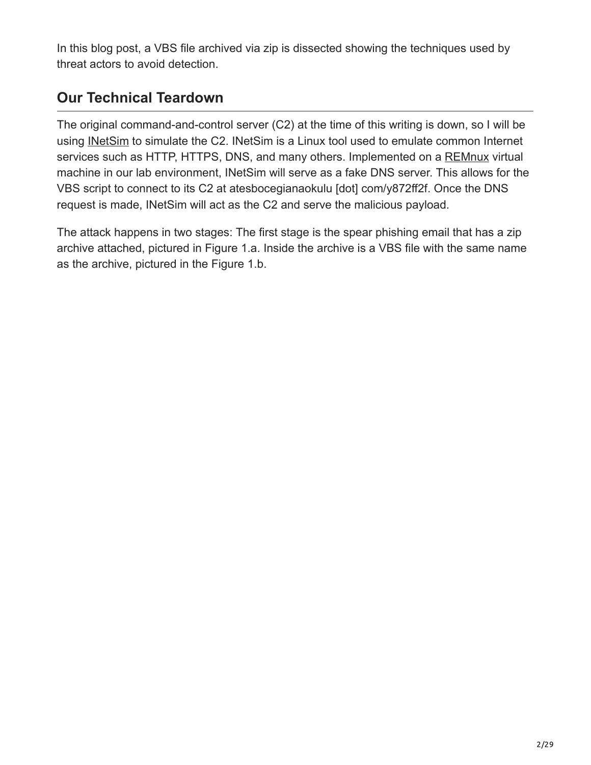In this blog post, a VBS file archived via zip is dissected showing the techniques used by threat actors to avoid detection.

## Our Technical Teardown

The original command-and-control server (C2) at the time of this writing is down, so I will be using INetSim to simulate the C2. INetSim is a Linux tool used to emulate common Internet services such as HTTP, HTTPS, DNS, and many others. Implemented on a REMnux virtual machine in our lab environment, INetSim will serve as a fake DNS server. This allows for the VBS script to connect to its C2 at atesbocegianaokulu [dot] com/y872ff2f. Once the DNS request is made, INetSim will act as the C2 and serve the malicious payload.

The attack happens in two stages: The first stage is the spear phishing email that has a zip archive attached, pictured in Figure 1.a. Inside the archive is a VBS file with the same name as the archive, pictured in the Figure 1.b.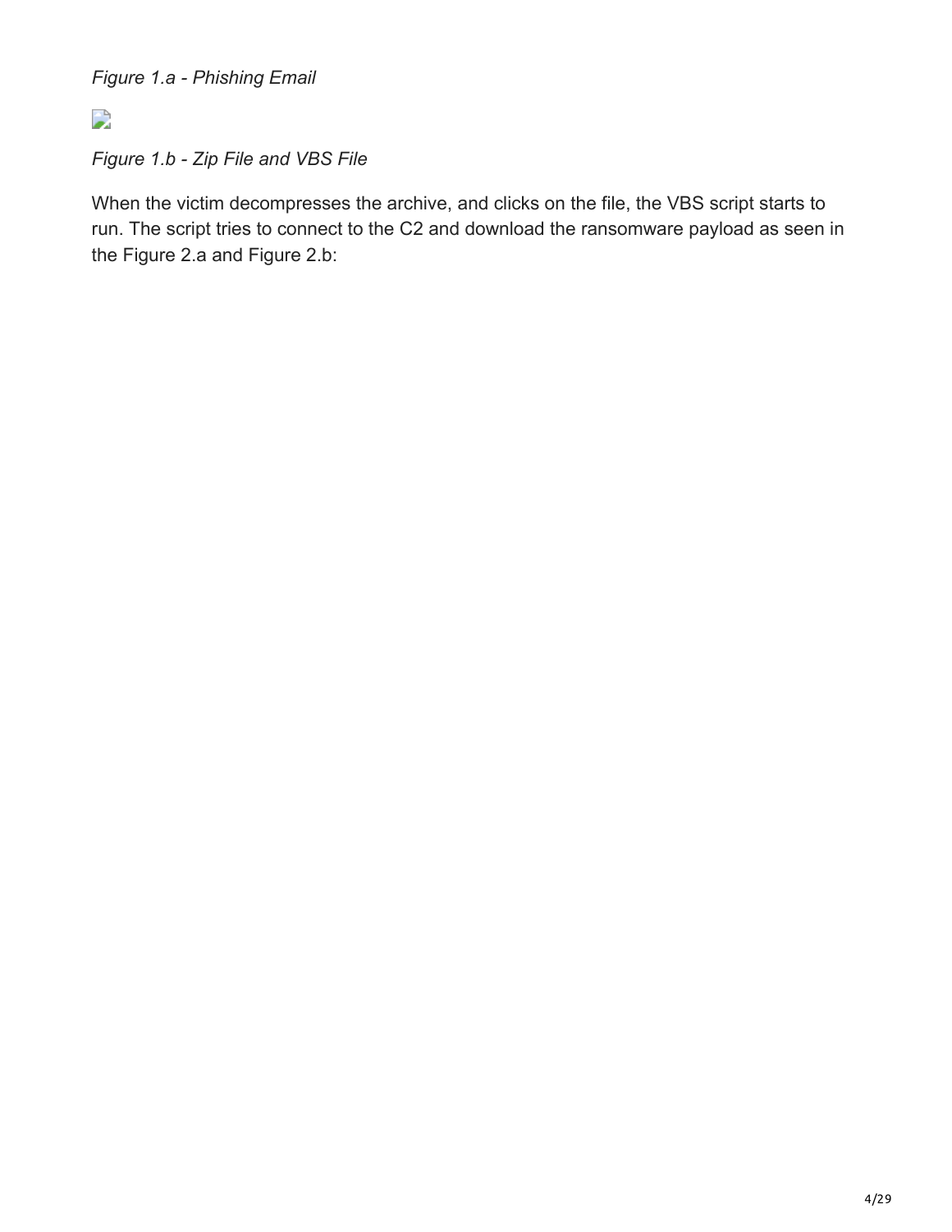*Figure 1.a - Phishing Email*

*Figure 1.b - Zip File and VBS File*

When the victim decompresses the archive, and clicks on the file, the VBS script starts to run. The script tries to connect to the C2 and download the ransomware payload as seen in the Figure 2.a and Figure 2.b: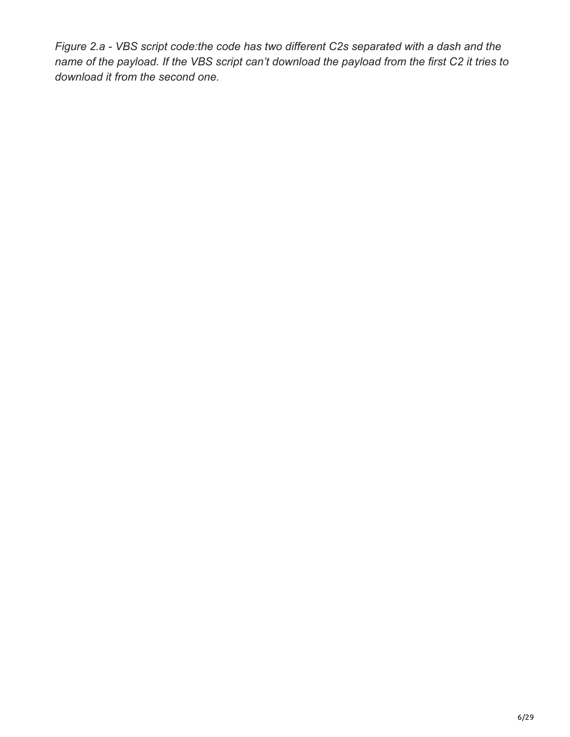*Figure 2.a - VBS script code:the code has two different C2s separated with a dash and the name of the payload. If the VBS script can't download the payload from the first C2 it tries to download it from the second one.*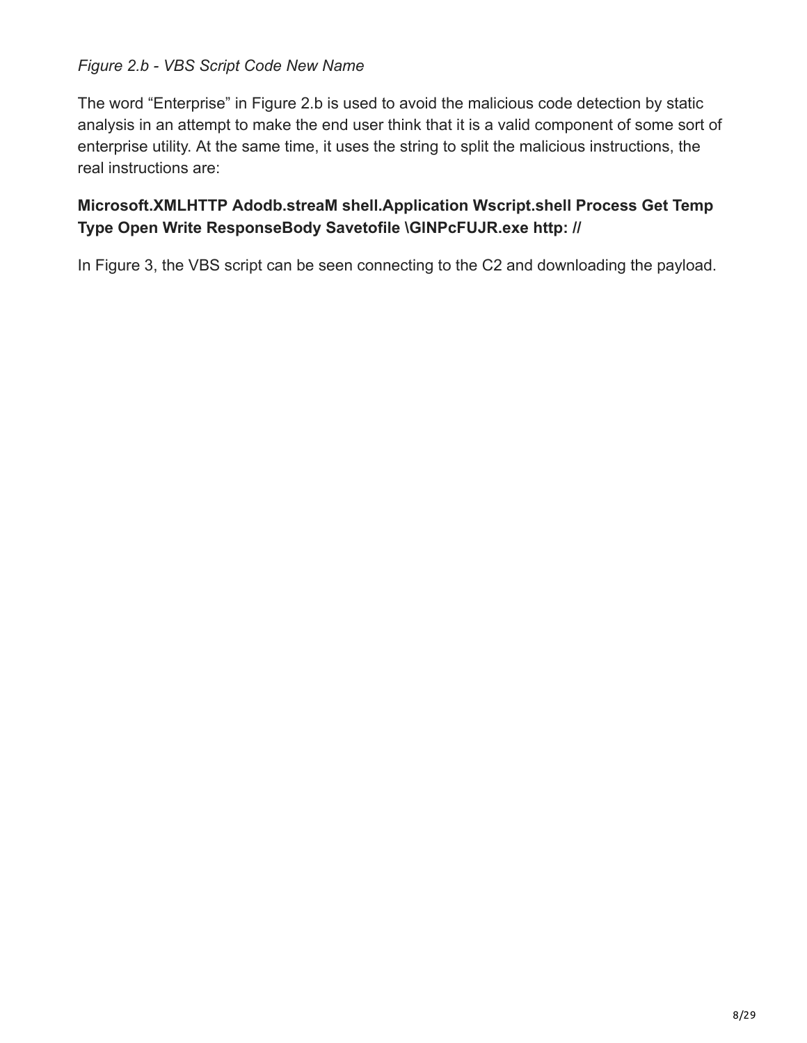*Figure 2.b - VBS Script Code New Name*

The word "Enterprise" in Figure 2.b is used to avoid the malicious code detection by static analysis in an attempt to make the end user think that it is a valid component of some sort of enterprise utility. At the same time, it uses the string to split the malicious instructions, the real instructions are:

**Microsoft.XMLHTTP Adodb.streaM shell.Application Wscript.shell Process Get Temp Type Open Write ResponseBody Savetofile \GlNPcFUJR.exe http: //**

In Figure 3, the VBS script can be seen connecting to the C2 and downloading the payload.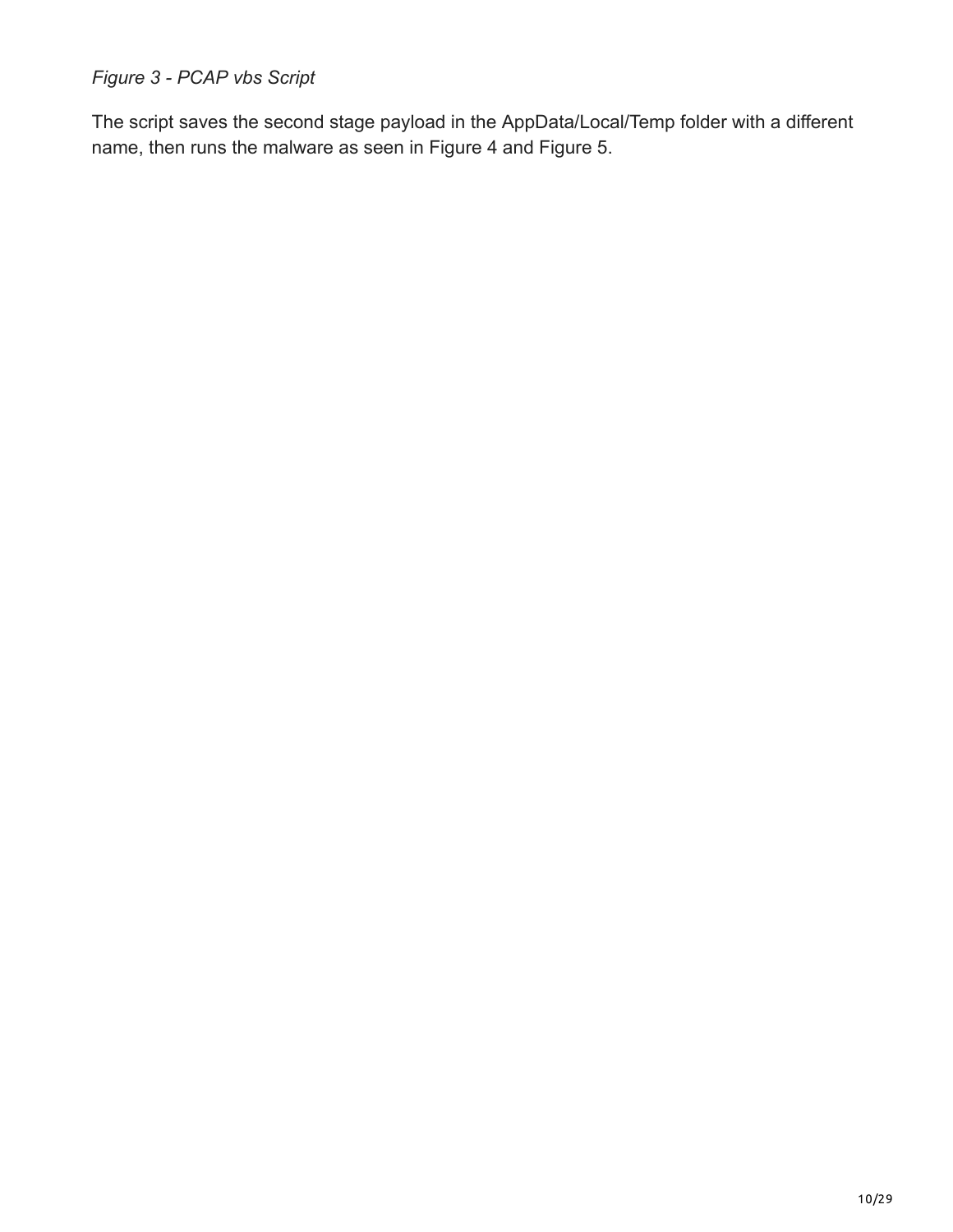*Figure 3 - PCAP vbs Script*

The script saves the second stage payload in the AppData/Local/Temp folder with a different name, then runs the malware as seen in Figure 4 and Figure 5.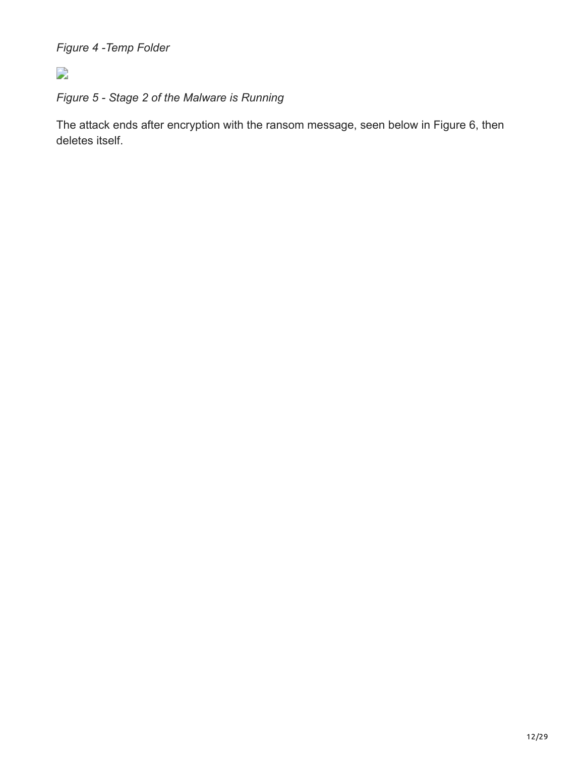*Figure 4 -Temp Folder*

*Figure 5 - Stage 2 of the Malware is Running*

The attack ends after encryption with the ransom message, seen below in Figure 6, then deletes itself.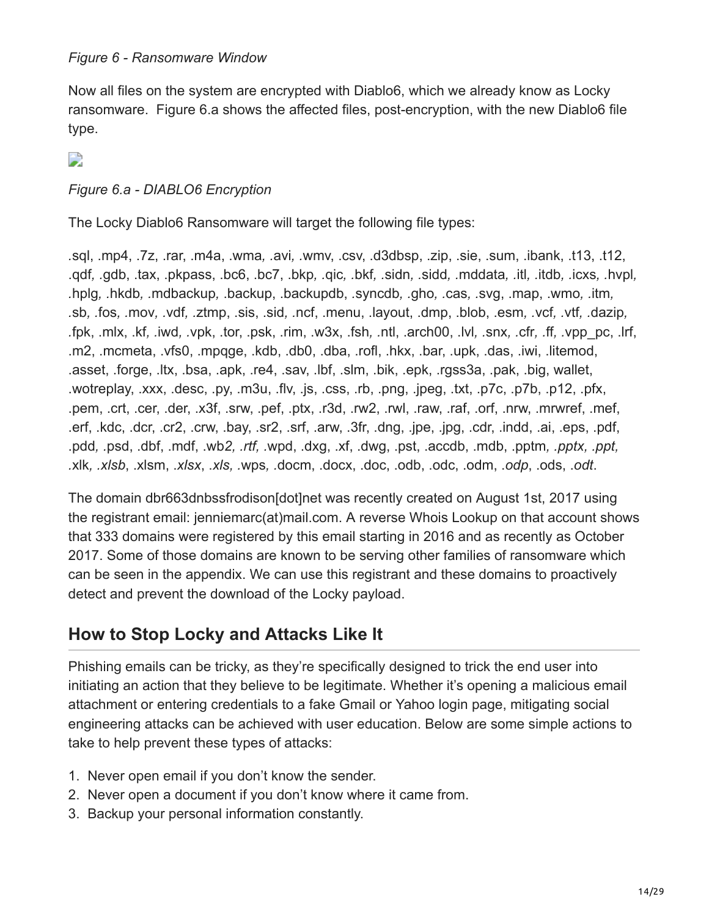*Figure 6 - Ransomware Window*

Now all files on the system are encrypted with Diablo6, which we already know as Locky ransomware. Figure 6.a shows the affected files, post-encryption, with the new Diablo6 file type.

*Figure 6.a - DIABLO6 Encryption*

The Locky Diablo6 Ransomware will target the following file types:

.sql, .mp4, .7z, .rar, .m4a, .wma, .avi, .wmv, .csv, .d3dbsp, .zip, .sie, .sum, .ibank, .t13, .t12, .qdf, .gdb, .tax, .pkpass, .bc6, .bc7, .bkp, .qic, .bkf, .sidn, .sidd, .mddata, .itl, .itdb, .icxs, .hvpl, .hplg, .hkdb, .mdbackup, .backup, .backupdb, .syncdb, .gho, .cas, .svg, .map, .wmo, .itm, .sb, .fos, .mov, .vdf, .ztmp, .sis, .sid, .ncf, .menu, .layout, .dmp, .blob, .esm, .vcf, .vtf, .dazip, .fpk, .mlx, .kf, .iwd, .vpk, .tor, .psk, .rim, .w3x, .fsh, .ntl, .arch00, .lvl, .snx, .cfr, .ff, .vpp_pc, .lrf, .m2, .mcmeta, .vfs0, .mpqge, .kdb, .db0, .dba, .rofl, .hkx, .bar, .upk, .das, .iwi, .litemod, .asset, .forge, .ltx, .bsa, .apk, .re4, .sav, .lbf, .slm, .bik, .epk, .rgss3a, .pak, .big, wallet, .wotreplay, .xxx, .desc, .py, .m3u, .flv, .js, .css, .rb, .png, .jpeg, .txt, .p7c, .p7b, .p12, .pfx, .pem, .crt, .cer, .der, .x3f, .srw, .pef, .ptx, .r3d, .rw2, .rwl, .raw, .raf, .orf, .nrw, .mrwref, .mef, .erf, .kdc, .dcr, .cr2, .crw, .bay, .sr2, .srf, .arw, .3fr, .dng, .jpe, .jpg, .cdr, .indd, .ai, .eps, .pdf, .pdd, .psd, .dbf, .mdf, .wb*2, .rtf,* .wpd, .dxg, .xf, .dwg, .pst, .accdb, .mdb, .pptm*, .pptx, .ppt,* .xlk*, .xlsb*, .xlsm, *.xlsx*, *.xls,* .wps*,* .docm, .docx, .doc, .odb, .odc, .odm, *.odp*, .ods, *.odt*.

The domain dbr663dnbssfrodison[dot]net was recently created on August 1st, 2017 using the registrant email: jenniemarc(at)mail.com. A reverse Whois Lookup on that account shows that 333 domains were registered by this email starting in 2016 and as recently as October 2017. Some of those domains are known to be serving other families of ransomware which can be seen in the appendix. We can use this registrant and these domains to proactively detect and prevent the download of the Locky payload.

## How to Stop Locky and Attacks Like It

Phishing emails can be tricky, as they're specifically designed to trick the end user into initiating an action that they believe to be legitimate. Whether it's opening a malicious email attachment or entering credentials to a fake Gmail or Yahoo login page, mitigating social engineering attacks can be achieved with user education. Below are some simple actions to take to help prevent these types of attacks:

1. Never open email if you don't know the sender.
2. Never open a document if you don't know where it came from.
3. Backup your personal information constantly.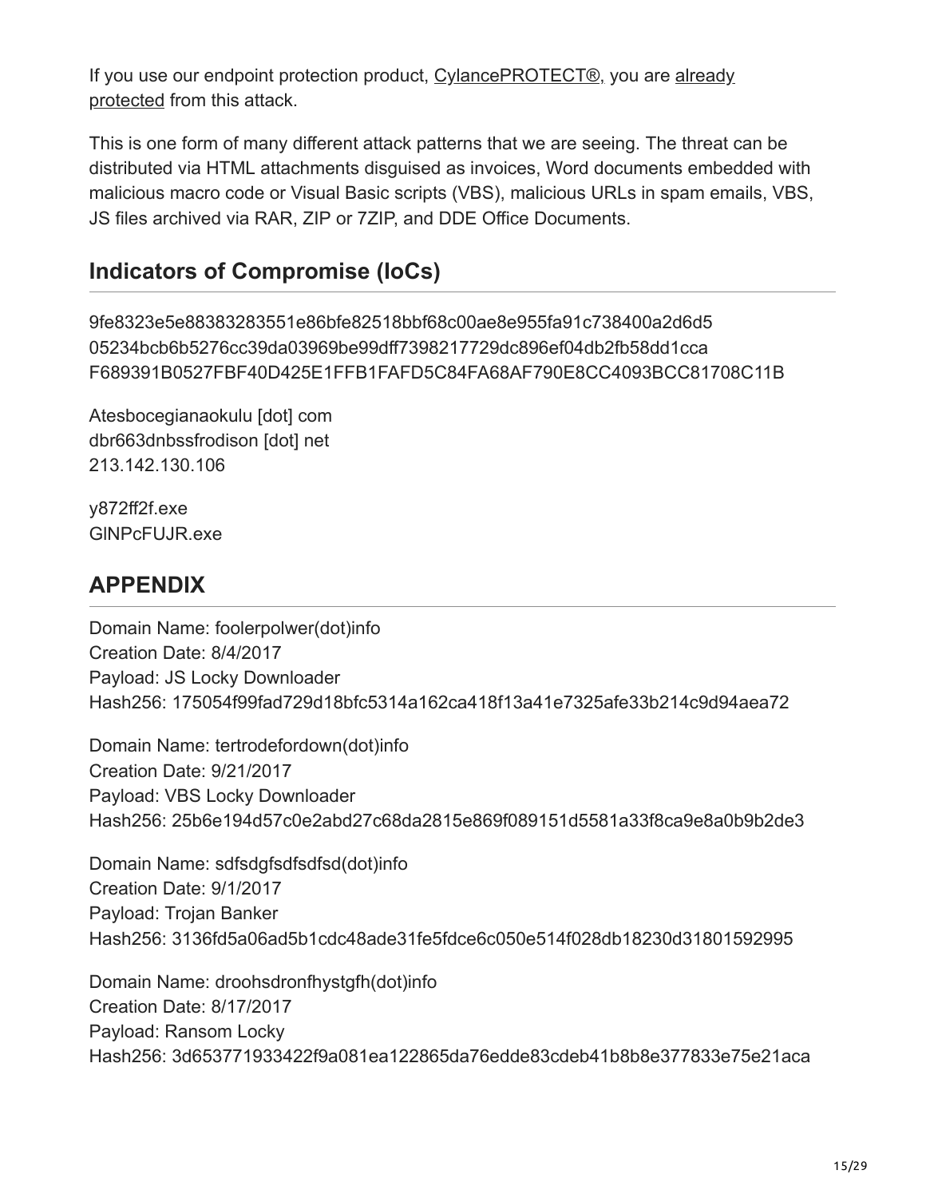If you use our endpoint protection product, CylancePROTECT®, you are already protected from this attack.

This is one form of many different attack patterns that we are seeing. The threat can be distributed via HTML attachments disguised as invoices, Word documents embedded with malicious macro code or Visual Basic scripts (VBS), malicious URLs in spam emails, VBS, JS files archived via RAR, ZIP or 7ZIP, and DDE Office Documents.

## Indicators of Compromise (IoCs)

9fe8323e5e88383283551e86bfe82518bbf68c00ae8e955fa91c738400a2d6d5
05234bcb6b5276cc39da03969be99dff7398217729dc896ef04db2fb58dd1cca
F689391B0527FBF40D425E1FFB1FAFD5C84FA68AF790E8CC4093BCC81708C11B

Atesbocegianaokulu [dot] com
dbr663dnbssfrodison [dot] net
213.142.130.106

y872ff2f.exe
GlNPcFUJR.exe

## APPENDIX

Domain Name: foolerpolwer(dot)info
Creation Date: 8/4/2017
Payload: JS Locky Downloader
Hash256: 175054f99fad729d18bfc5314a162ca418f13a41e7325afe33b214c9d94aea72

Domain Name: tertrodefordown(dot)info
Creation Date: 9/21/2017
Payload: VBS Locky Downloader
Hash256: 25b6e194d57c0e2abd27c68da2815e869f089151d5581a33f8ca9e8a0b9b2de3

Domain Name: sdfsdgfsdfsdfsd(dot)info
Creation Date: 9/1/2017
Payload: Trojan Banker
Hash256: 3136fd5a06ad5b1cdc48ade31fe5fdce6c050e514f028db18230d31801592995

Domain Name: droohsdronfhystgfh(dot)info
Creation Date: 8/17/2017
Payload: Ransom Locky
Hash256: 3d653771933422f9a081ea122865da76edde83cdeb41b8b8e377833e75e21aca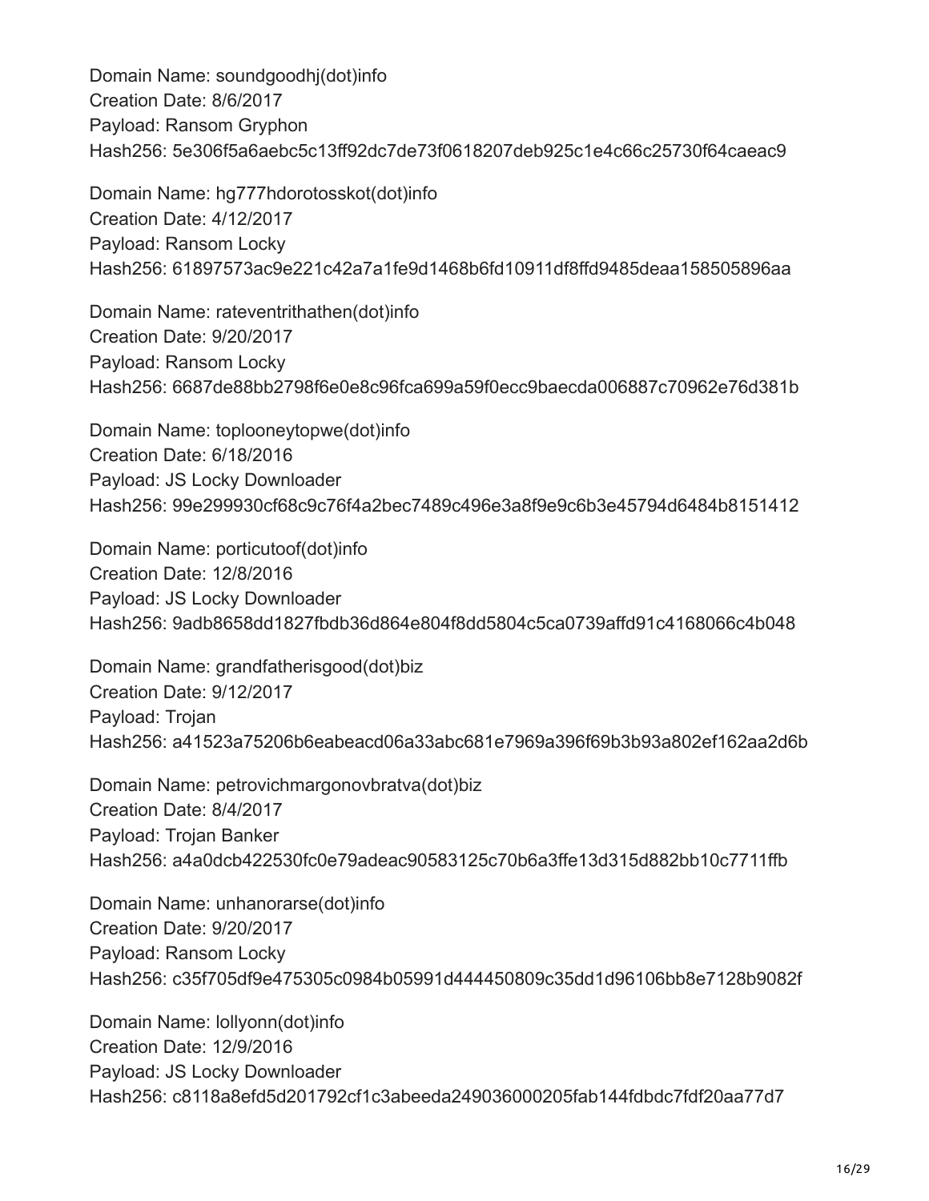Domain Name: soundgoodhj(dot)info
Creation Date: 8/6/2017
Payload: Ransom Gryphon
Hash256: 5e306f5a6aebc5c13ff92dc7de73f0618207deb925c1e4c66c25730f64caeac9

Domain Name: hg777hdorotosskot(dot)info
Creation Date: 4/12/2017
Payload: Ransom Locky
Hash256: 61897573ac9e221c42a7a1fe9d1468b6fd10911df8ffd9485deaa158505896aa

Domain Name: rateventrithathen(dot)info
Creation Date: 9/20/2017
Payload: Ransom Locky
Hash256: 6687de88bb2798f6e0e8c96fca699a59f0ecc9baecda006887c70962e76d381b

Domain Name: toplooneytopwe(dot)info
Creation Date: 6/18/2016
Payload: JS Locky Downloader
Hash256: 99e299930cf68c9c76f4a2bec7489c496e3a8f9e9c6b3e45794d6484b8151412

Domain Name: porticutoof(dot)info
Creation Date: 12/8/2016
Payload: JS Locky Downloader
Hash256: 9adb8658dd1827fbdb36d864e804f8dd5804c5ca0739affd91c4168066c4b048

Domain Name: grandfatherisgood(dot)biz
Creation Date: 9/12/2017
Payload: Trojan
Hash256: a41523a75206b6eabeacd06a33abc681e7969a396f69b3b93a802ef162aa2d6b

Domain Name: petrovichmargonovbratva(dot)biz
Creation Date: 8/4/2017
Payload: Trojan Banker
Hash256: a4a0dcb422530fc0e79adeac90583125c70b6a3ffe13d315d882bb10c7711ffb

Domain Name: unhanorarse(dot)info
Creation Date: 9/20/2017
Payload: Ransom Locky
Hash256: c35f705df9e475305c0984b05991d444450809c35dd1d96106bb8e7128b9082f

Domain Name: lollyonn(dot)info
Creation Date: 12/9/2016
Payload: JS Locky Downloader
Hash256: c8118a8efd5d201792cf1c3abeeda249036000205fab144fdbdc7fdf20aa77d7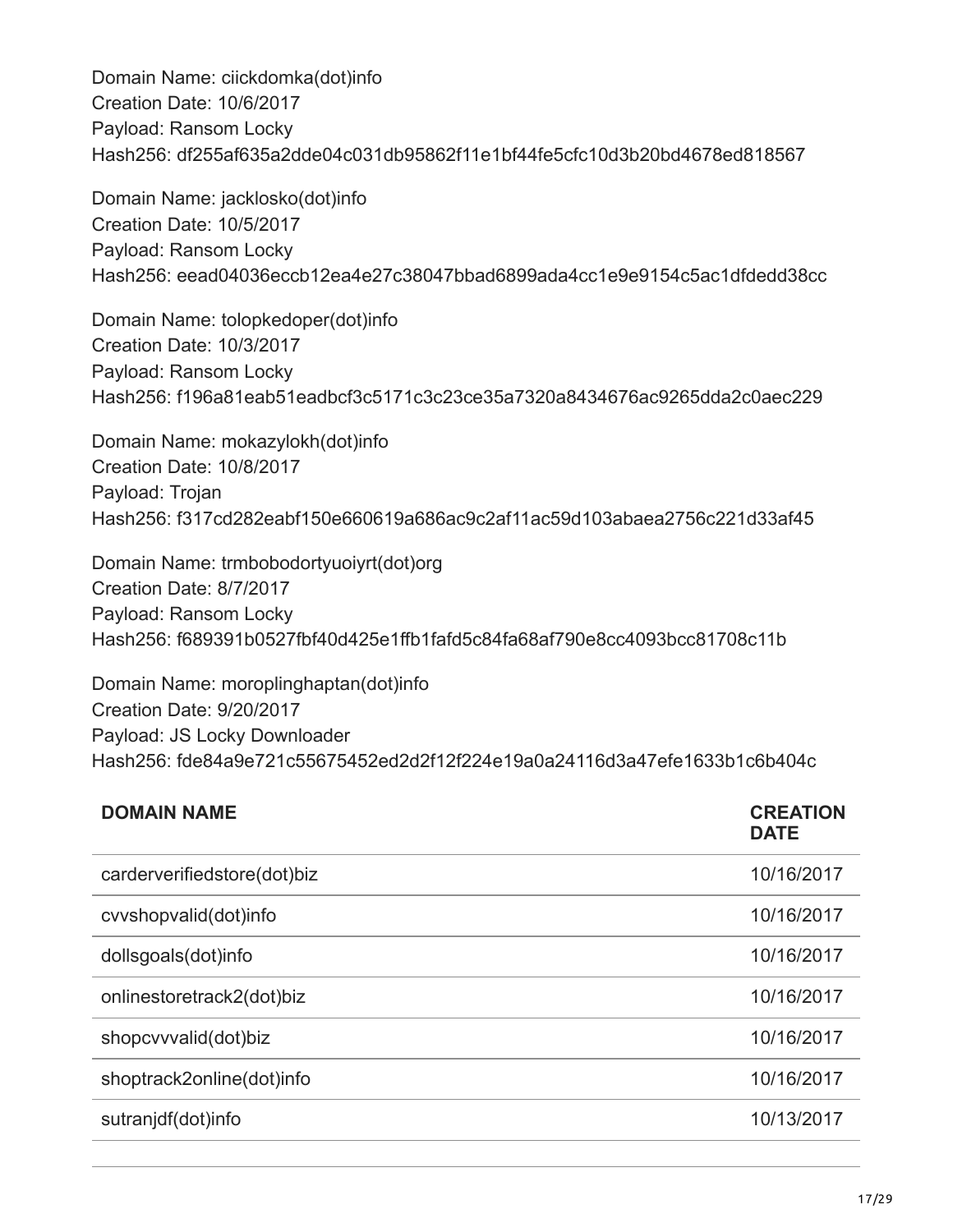Domain Name: ciickdomka(dot)info
Creation Date: 10/6/2017
Payload: Ransom Locky
Hash256: df255af635a2dde04c031db95862f11e1bf44fe5cfc10d3b20bd4678ed818567

Domain Name: jacklosko(dot)info
Creation Date: 10/5/2017
Payload: Ransom Locky
Hash256: eead04036eccb12ea4e27c38047bbad6899ada4cc1e9e9154c5ac1dfdedd38cc

Domain Name: tolopkedoper(dot)info
Creation Date: 10/3/2017
Payload: Ransom Locky
Hash256: f196a81eab51eadbcf3c5171c3c23ce35a7320a8434676ac9265dda2c0aec229

Domain Name: mokazylokh(dot)info
Creation Date: 10/8/2017
Payload: Trojan
Hash256: f317cd282eabf150e660619a686ac9c2af11ac59d103abaea2756c221d33af45

Domain Name: trmbobodortyuoiyrt(dot)org
Creation Date: 8/7/2017
Payload: Ransom Locky
Hash256: f689391b0527fbf40d425e1ffb1fafd5c84fa68af790e8cc4093bcc81708c11b

Domain Name: moroplinghaptan(dot)info
Creation Date: 9/20/2017
Payload: JS Locky Downloader
Hash256: fde84a9e721c55675452ed2d2f12f224e19a0a24116d3a47efe1633b1c6b404c

| DOMAIN NAME | CREATION DATE |
|---|---|
| carderverifiedstore(dot)biz | 10/16/2017 |
| cvvshopvalid(dot)info | 10/16/2017 |
| dollsgoals(dot)info | 10/16/2017 |
| onlinestoretrack2(dot)biz | 10/16/2017 |
| shopcvvvalid(dot)biz | 10/16/2017 |
| shoptrack2online(dot)info | 10/16/2017 |
| sutranjdf(dot)info | 10/13/2017 |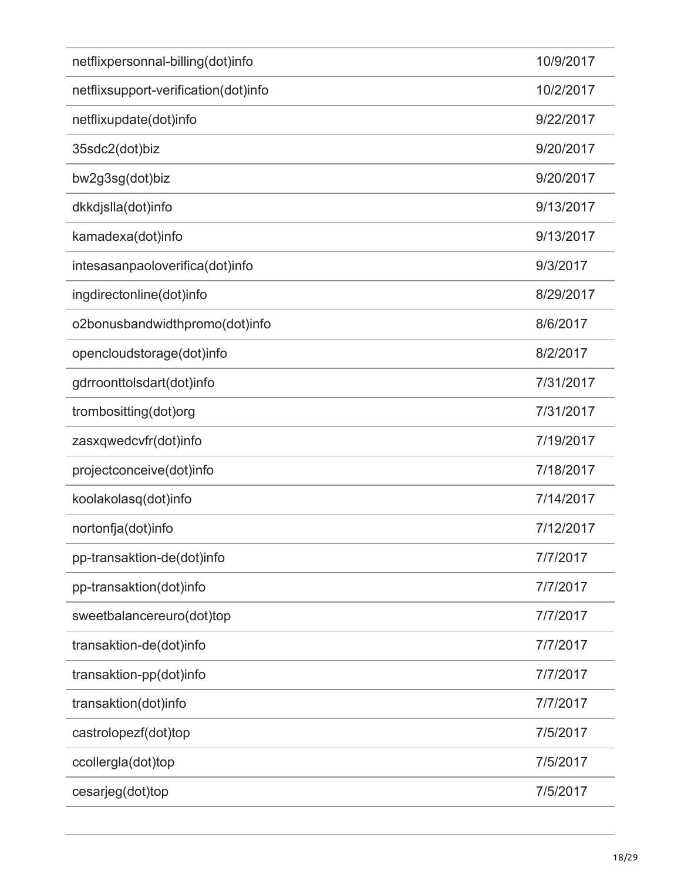| | |
|---|---|
| netflixpersonnal-billing(dot)info | 10/9/2017 |
| netflixsupport-verification(dot)info | 10/2/2017 |
| netflixupdate(dot)info | 9/22/2017 |
| 35sdc2(dot)biz | 9/20/2017 |
| bw2g3sg(dot)biz | 9/20/2017 |
| dkkdjslla(dot)info | 9/13/2017 |
| kamadexa(dot)info | 9/13/2017 |
| intesasanpaoloverifica(dot)info | 9/3/2017 |
| ingdirectonline(dot)info | 8/29/2017 |
| o2bonusbandwidthpromo(dot)info | 8/6/2017 |
| opencloudstorage(dot)info | 8/2/2017 |
| gdrroonttolsdart(dot)info | 7/31/2017 |
| trombositting(dot)org | 7/31/2017 |
| zasxqwedcvfr(dot)info | 7/19/2017 |
| projectconceive(dot)info | 7/18/2017 |
| koolakolasq(dot)info | 7/14/2017 |
| nortonfja(dot)info | 7/12/2017 |
| pp-transaktion-de(dot)info | 7/7/2017 |
| pp-transaktion(dot)info | 7/7/2017 |
| sweetbalancereuro(dot)top | 7/7/2017 |
| transaktion-de(dot)info | 7/7/2017 |
| transaktion-pp(dot)info | 7/7/2017 |
| transaktion(dot)info | 7/7/2017 |
| castrolopezf(dot)top | 7/5/2017 |
| ccollergla(dot)top | 7/5/2017 |
| cesarjeg(dot)top | 7/5/2017 |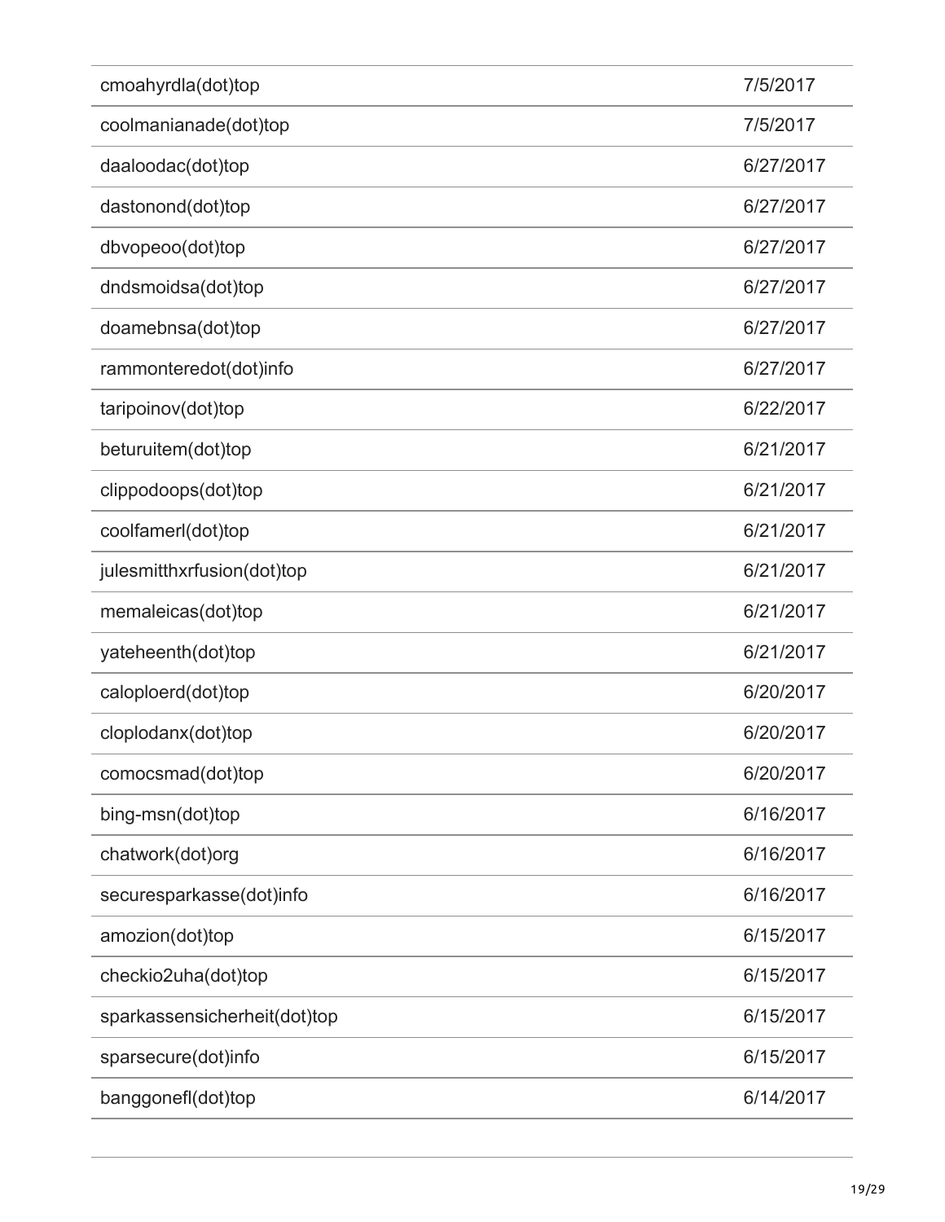| | |
|---|---|
| cmoahyrdla(dot)top | 7/5/2017 |
| coolmanianade(dot)top | 7/5/2017 |
| daaloodac(dot)top | 6/27/2017 |
| dastonond(dot)top | 6/27/2017 |
| dbvopeoo(dot)top | 6/27/2017 |
| dndsmoidsa(dot)top | 6/27/2017 |
| doamebnsa(dot)top | 6/27/2017 |
| rammonteredot(dot)info | 6/27/2017 |
| taripoinov(dot)top | 6/22/2017 |
| beturuitem(dot)top | 6/21/2017 |
| clippodoops(dot)top | 6/21/2017 |
| coolfamerl(dot)top | 6/21/2017 |
| julesmitthxrfusion(dot)top | 6/21/2017 |
| memaleicas(dot)top | 6/21/2017 |
| yateheenth(dot)top | 6/21/2017 |
| caloploerd(dot)top | 6/20/2017 |
| cloplodanx(dot)top | 6/20/2017 |
| comocsmad(dot)top | 6/20/2017 |
| bing-msn(dot)top | 6/16/2017 |
| chatwork(dot)org | 6/16/2017 |
| securesparkasse(dot)info | 6/16/2017 |
| amozion(dot)top | 6/15/2017 |
| checkio2uha(dot)top | 6/15/2017 |
| sparkassensicherheit(dot)top | 6/15/2017 |
| sparsecure(dot)info | 6/15/2017 |
| banggonefl(dot)top | 6/14/2017 |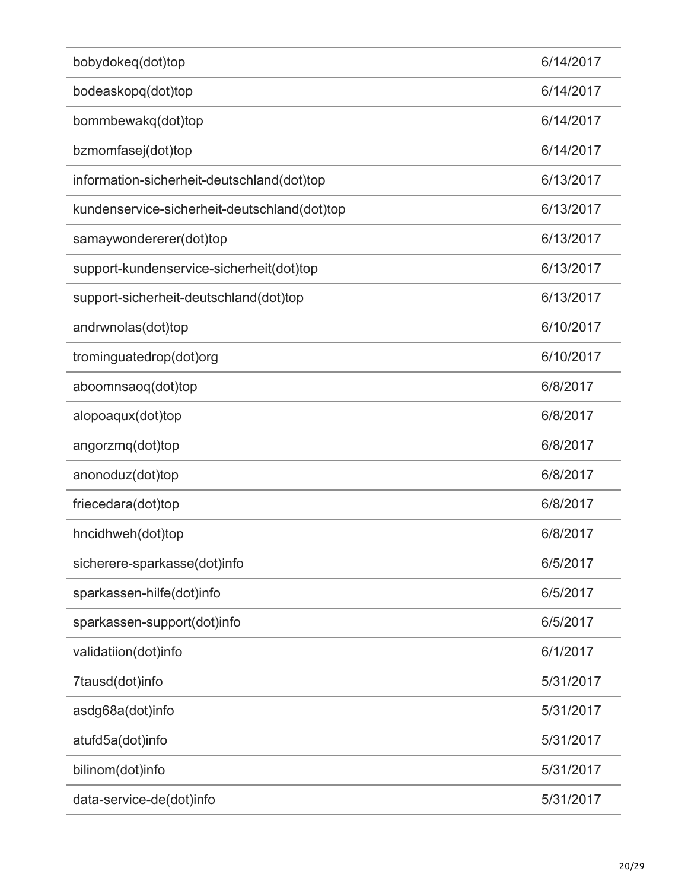| | |
|---|---|
| bobydokeq(dot)top | 6/14/2017 |
| bodeaskopq(dot)top | 6/14/2017 |
| bommbewakq(dot)top | 6/14/2017 |
| bzmomfasej(dot)top | 6/14/2017 |
| information-sicherheit-deutschland(dot)top | 6/13/2017 |
| kundenservice-sicherheit-deutschland(dot)top | 6/13/2017 |
| samaywondererer(dot)top | 6/13/2017 |
| support-kundenservice-sicherheit(dot)top | 6/13/2017 |
| support-sicherheit-deutschland(dot)top | 6/13/2017 |
| andrwnolas(dot)top | 6/10/2017 |
| trominguatedrop(dot)org | 6/10/2017 |
| aboomnsaoq(dot)top | 6/8/2017 |
| alopoaqux(dot)top | 6/8/2017 |
| angorzmq(dot)top | 6/8/2017 |
| anonoduz(dot)top | 6/8/2017 |
| friecedara(dot)top | 6/8/2017 |
| hncidhweh(dot)top | 6/8/2017 |
| sicherere-sparkasse(dot)info | 6/5/2017 |
| sparkassen-hilfe(dot)info | 6/5/2017 |
| sparkassen-support(dot)info | 6/5/2017 |
| validatiion(dot)info | 6/1/2017 |
| 7tausd(dot)info | 5/31/2017 |
| asdg68a(dot)info | 5/31/2017 |
| atufd5a(dot)info | 5/31/2017 |
| bilinom(dot)info | 5/31/2017 |
| data-service-de(dot)info | 5/31/2017 |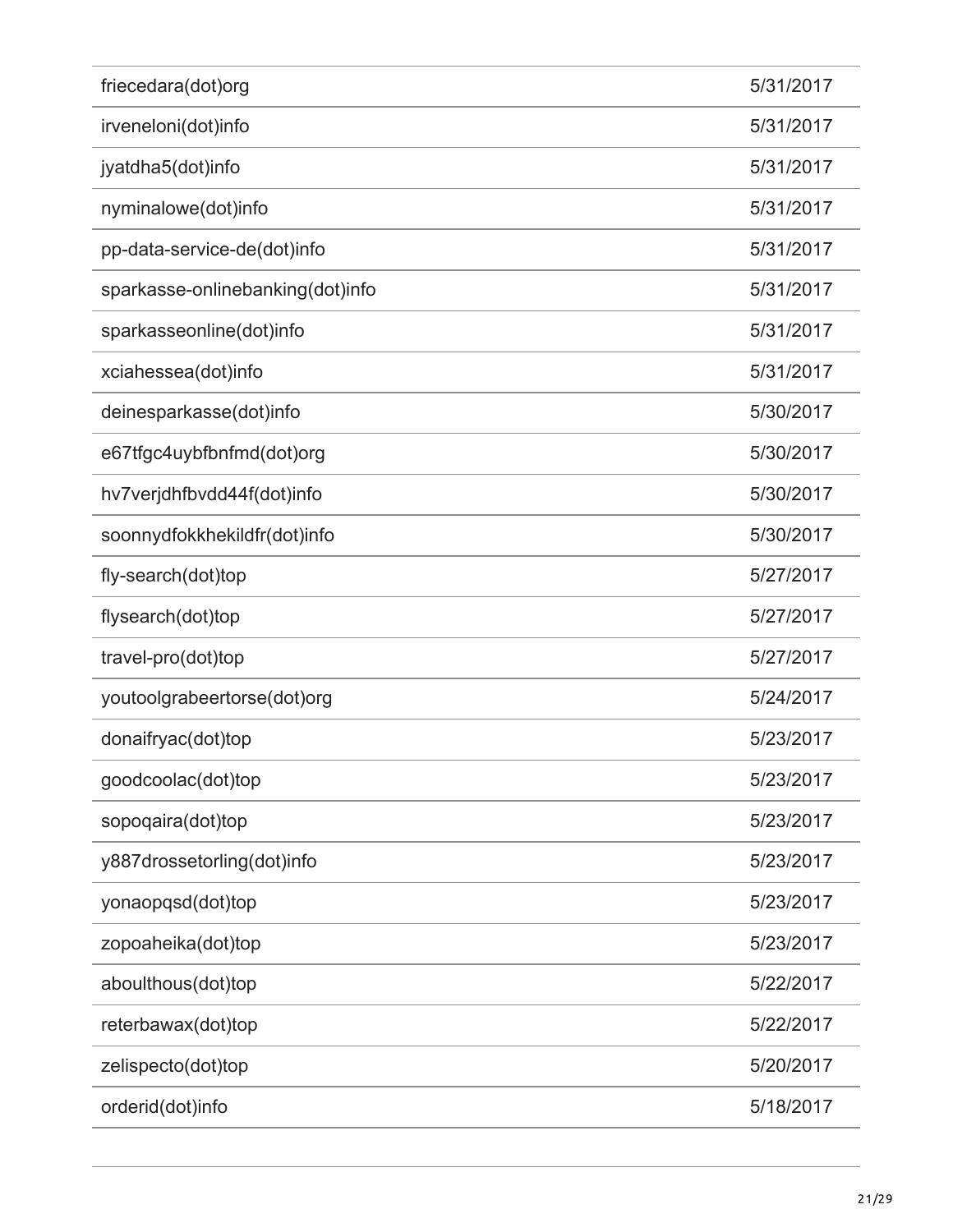| | |
|---|---|
| friecedara(dot)org | 5/31/2017 |
| irveneloni(dot)info | 5/31/2017 |
| jyatdha5(dot)info | 5/31/2017 |
| nyminalowe(dot)info | 5/31/2017 |
| pp-data-service-de(dot)info | 5/31/2017 |
| sparkasse-onlinebanking(dot)info | 5/31/2017 |
| sparkasseonline(dot)info | 5/31/2017 |
| xciahessea(dot)info | 5/31/2017 |
| deinesparkasse(dot)info | 5/30/2017 |
| e67tfgc4uybfbnfmd(dot)org | 5/30/2017 |
| hv7verjdhfbvdd44f(dot)info | 5/30/2017 |
| soonnydfokkhekildfr(dot)info | 5/30/2017 |
| fly-search(dot)top | 5/27/2017 |
| flysearch(dot)top | 5/27/2017 |
| travel-pro(dot)top | 5/27/2017 |
| youtoolgrabeertorse(dot)org | 5/24/2017 |
| donaifryac(dot)top | 5/23/2017 |
| goodcoolac(dot)top | 5/23/2017 |
| sopoqaira(dot)top | 5/23/2017 |
| y887drossetorling(dot)info | 5/23/2017 |
| yonaopqsd(dot)top | 5/23/2017 |
| zopoaheika(dot)top | 5/23/2017 |
| aboulthous(dot)top | 5/22/2017 |
| reterbawax(dot)top | 5/22/2017 |
| zelispecto(dot)top | 5/20/2017 |
| orderid(dot)info | 5/18/2017 |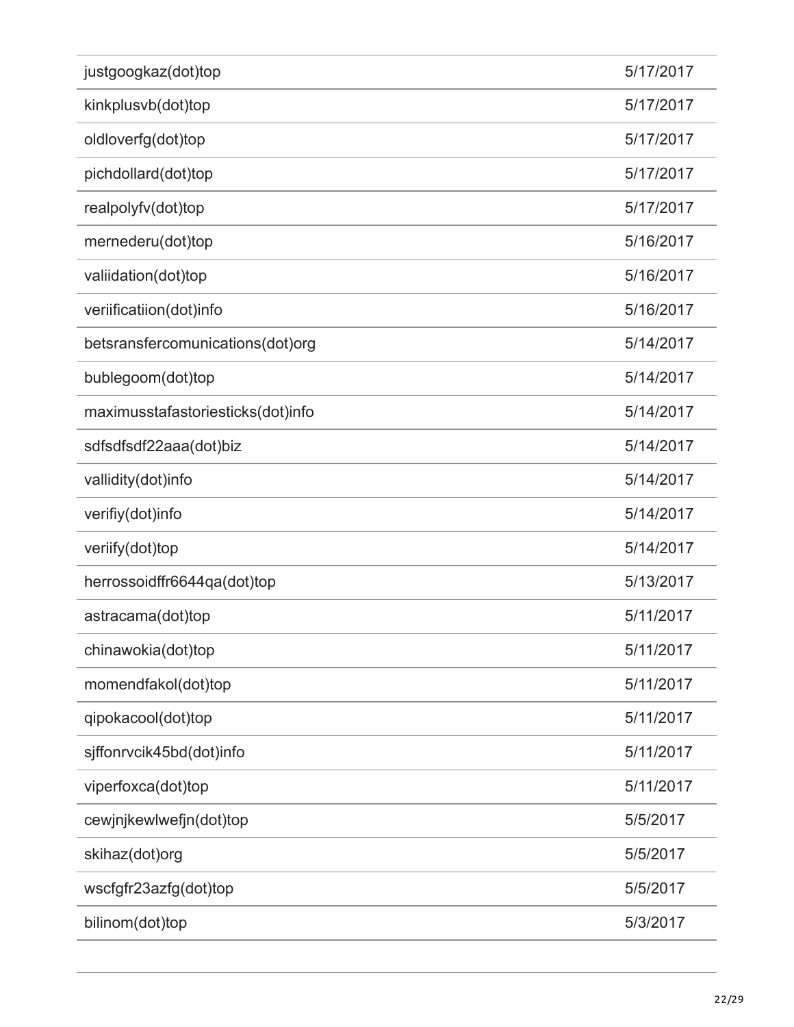| | |
|---|---|
| justgoogkaz(dot)top | 5/17/2017 |
| kinkplusvb(dot)top | 5/17/2017 |
| oldloverfg(dot)top | 5/17/2017 |
| pichdollard(dot)top | 5/17/2017 |
| realpolyfv(dot)top | 5/17/2017 |
| mernederu(dot)top | 5/16/2017 |
| valiidation(dot)top | 5/16/2017 |
| veriificatiion(dot)info | 5/16/2017 |
| betsransfercomunications(dot)org | 5/14/2017 |
| bublegoom(dot)top | 5/14/2017 |
| maximusstafastoriesticks(dot)info | 5/14/2017 |
| sdfsdfsdf22aaa(dot)biz | 5/14/2017 |
| vallidity(dot)info | 5/14/2017 |
| verifiy(dot)info | 5/14/2017 |
| veriify(dot)top | 5/14/2017 |
| herrossoidffr6644qa(dot)top | 5/13/2017 |
| astracama(dot)top | 5/11/2017 |
| chinawokia(dot)top | 5/11/2017 |
| momendfakol(dot)top | 5/11/2017 |
| qipokacool(dot)top | 5/11/2017 |
| sjffonrvcik45bd(dot)info | 5/11/2017 |
| viperfoxca(dot)top | 5/11/2017 |
| cewjnjkewlwefjn(dot)top | 5/5/2017 |
| skihaz(dot)org | 5/5/2017 |
| wscfgfr23azfg(dot)top | 5/5/2017 |
| bilinom(dot)top | 5/3/2017 |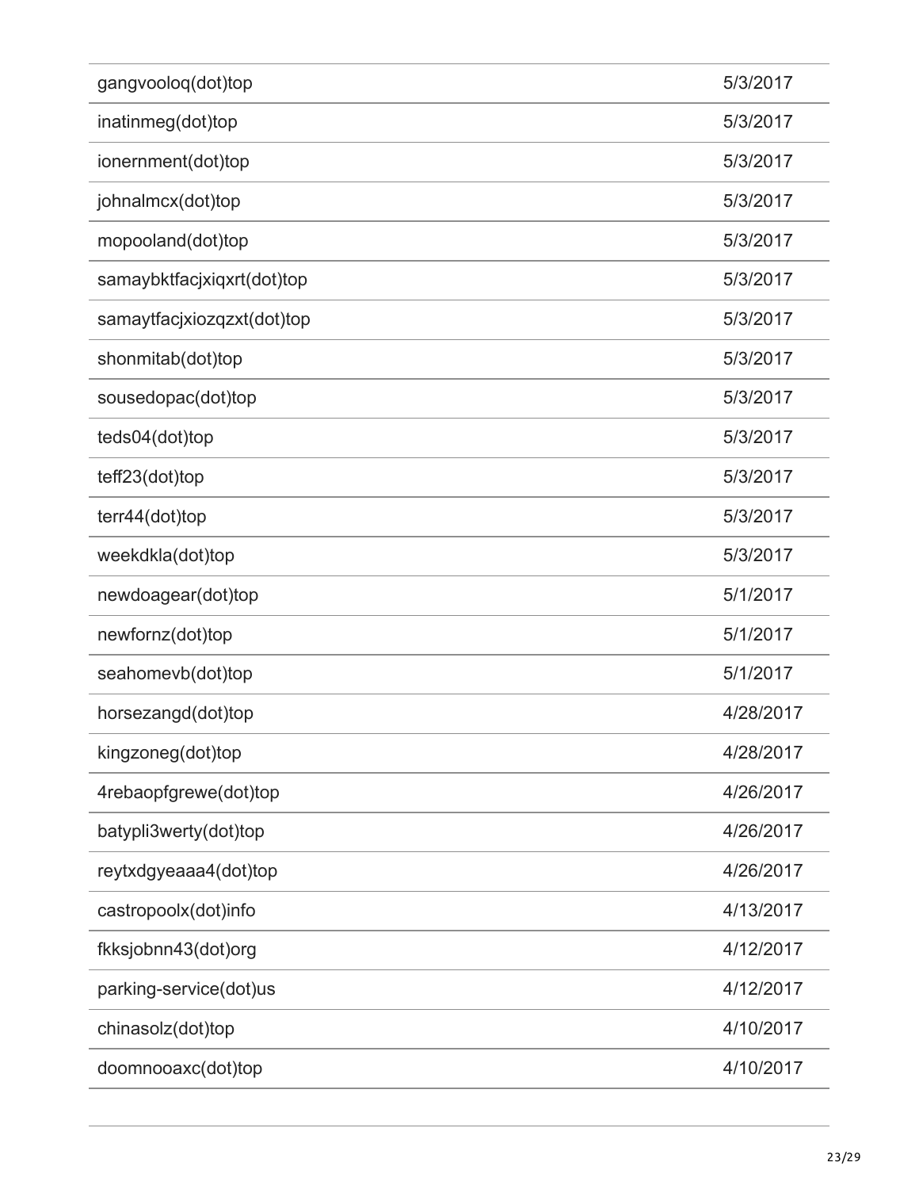| | |
|---|---|
| gangvooloq(dot)top | 5/3/2017 |
| inatinmeg(dot)top | 5/3/2017 |
| ionernment(dot)top | 5/3/2017 |
| johnalmcx(dot)top | 5/3/2017 |
| mopooland(dot)top | 5/3/2017 |
| samaybktfacjxiqxrt(dot)top | 5/3/2017 |
| samaytfacjxiozqzxt(dot)top | 5/3/2017 |
| shonmitab(dot)top | 5/3/2017 |
| sousedopac(dot)top | 5/3/2017 |
| teds04(dot)top | 5/3/2017 |
| teff23(dot)top | 5/3/2017 |
| terr44(dot)top | 5/3/2017 |
| weekdkla(dot)top | 5/3/2017 |
| newdoagear(dot)top | 5/1/2017 |
| newfornz(dot)top | 5/1/2017 |
| seahomevb(dot)top | 5/1/2017 |
| horsezangd(dot)top | 4/28/2017 |
| kingzoneg(dot)top | 4/28/2017 |
| 4rebaopfgrewe(dot)top | 4/26/2017 |
| batypli3werty(dot)top | 4/26/2017 |
| reytxdgyeaaa4(dot)top | 4/26/2017 |
| castropoolx(dot)info | 4/13/2017 |
| fkksjobnn43(dot)org | 4/12/2017 |
| parking-service(dot)us | 4/12/2017 |
| chinasolz(dot)top | 4/10/2017 |
| doomnooaxc(dot)top | 4/10/2017 |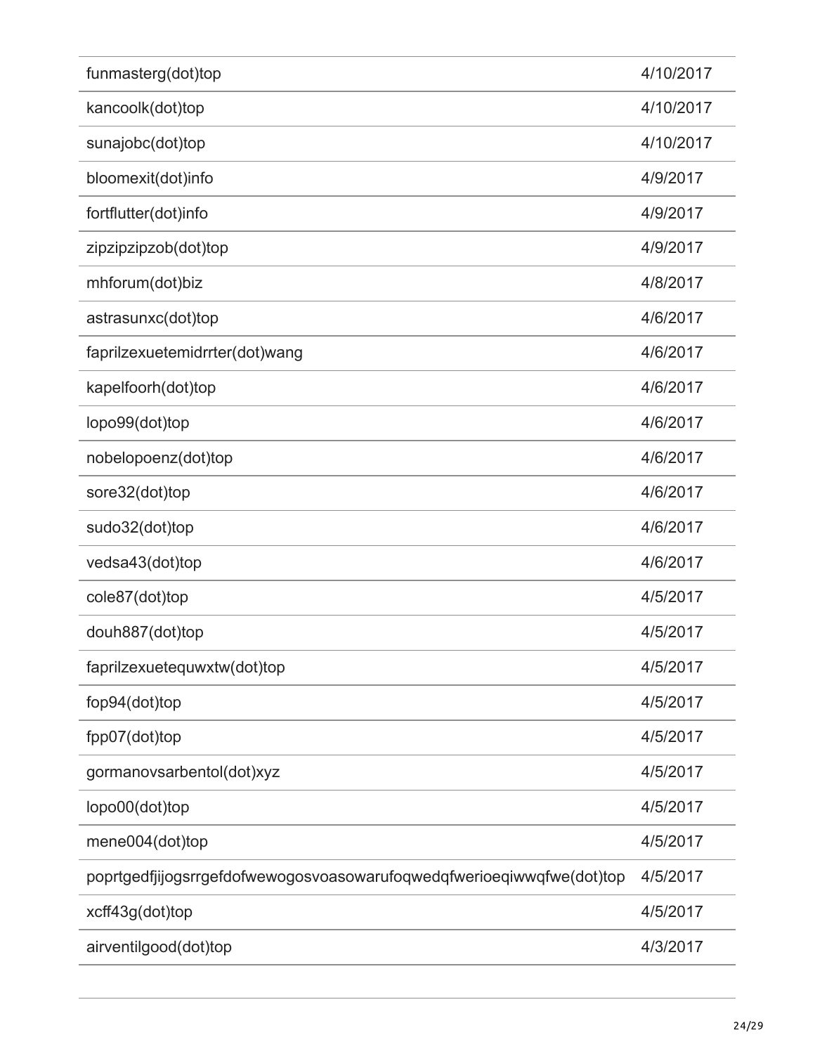| | |
|---|---|
| funmasterg(dot)top | 4/10/2017 |
| kancoolk(dot)top | 4/10/2017 |
| sunajobc(dot)top | 4/10/2017 |
| bloomexit(dot)info | 4/9/2017 |
| fortflutter(dot)info | 4/9/2017 |
| zipzipzipzob(dot)top | 4/9/2017 |
| mhforum(dot)biz | 4/8/2017 |
| astrasunxc(dot)top | 4/6/2017 |
| faprilzexuetemidrrter(dot)wang | 4/6/2017 |
| kapelfoorh(dot)top | 4/6/2017 |
| lopo99(dot)top | 4/6/2017 |
| nobelopoenz(dot)top | 4/6/2017 |
| sore32(dot)top | 4/6/2017 |
| sudo32(dot)top | 4/6/2017 |
| vedsa43(dot)top | 4/6/2017 |
| cole87(dot)top | 4/5/2017 |
| douh887(dot)top | 4/5/2017 |
| faprilzexuetequwxtw(dot)top | 4/5/2017 |
| fop94(dot)top | 4/5/2017 |
| fpp07(dot)top | 4/5/2017 |
| gormanovsarbentol(dot)xyz | 4/5/2017 |
| lopo00(dot)top | 4/5/2017 |
| mene004(dot)top | 4/5/2017 |
| poprtgedfjijogsrrgefdofwewogosvoasowarufoqwedqfwerioeqiwwqfwe(dot)top | 4/5/2017 |
| xcff43g(dot)top | 4/5/2017 |
| airventilgood(dot)top | 4/3/2017 |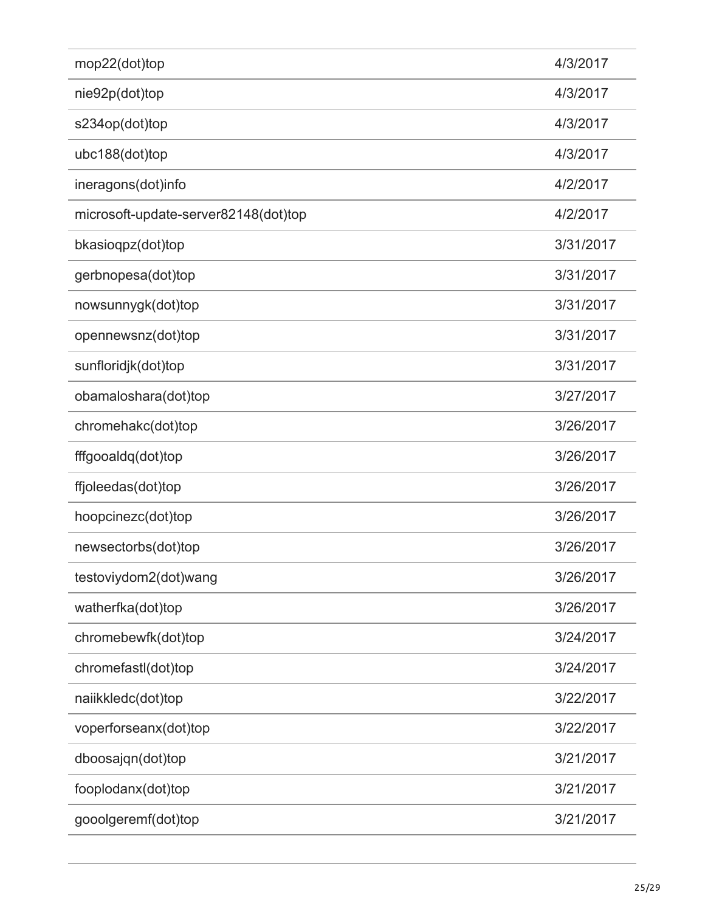| | |
|---|---|
| mop22(dot)top | 4/3/2017 |
| nie92p(dot)top | 4/3/2017 |
| s234op(dot)top | 4/3/2017 |
| ubc188(dot)top | 4/3/2017 |
| ineragons(dot)info | 4/2/2017 |
| microsoft-update-server82148(dot)top | 4/2/2017 |
| bkasioqpz(dot)top | 3/31/2017 |
| gerbnopesa(dot)top | 3/31/2017 |
| nowsunnygk(dot)top | 3/31/2017 |
| opennewsnz(dot)top | 3/31/2017 |
| sunfloridjk(dot)top | 3/31/2017 |
| obamaloshara(dot)top | 3/27/2017 |
| chromehakc(dot)top | 3/26/2017 |
| fffgooaldq(dot)top | 3/26/2017 |
| ffjoleedas(dot)top | 3/26/2017 |
| hoopcinezc(dot)top | 3/26/2017 |
| newsectorbs(dot)top | 3/26/2017 |
| testoviydom2(dot)wang | 3/26/2017 |
| watherfka(dot)top | 3/26/2017 |
| chromebewfk(dot)top | 3/24/2017 |
| chromefastl(dot)top | 3/24/2017 |
| naiikkledc(dot)top | 3/22/2017 |
| voperforseanx(dot)top | 3/22/2017 |
| dboosajqn(dot)top | 3/21/2017 |
| fooplodanx(dot)top | 3/21/2017 |
| gooolgeremf(dot)top | 3/21/2017 |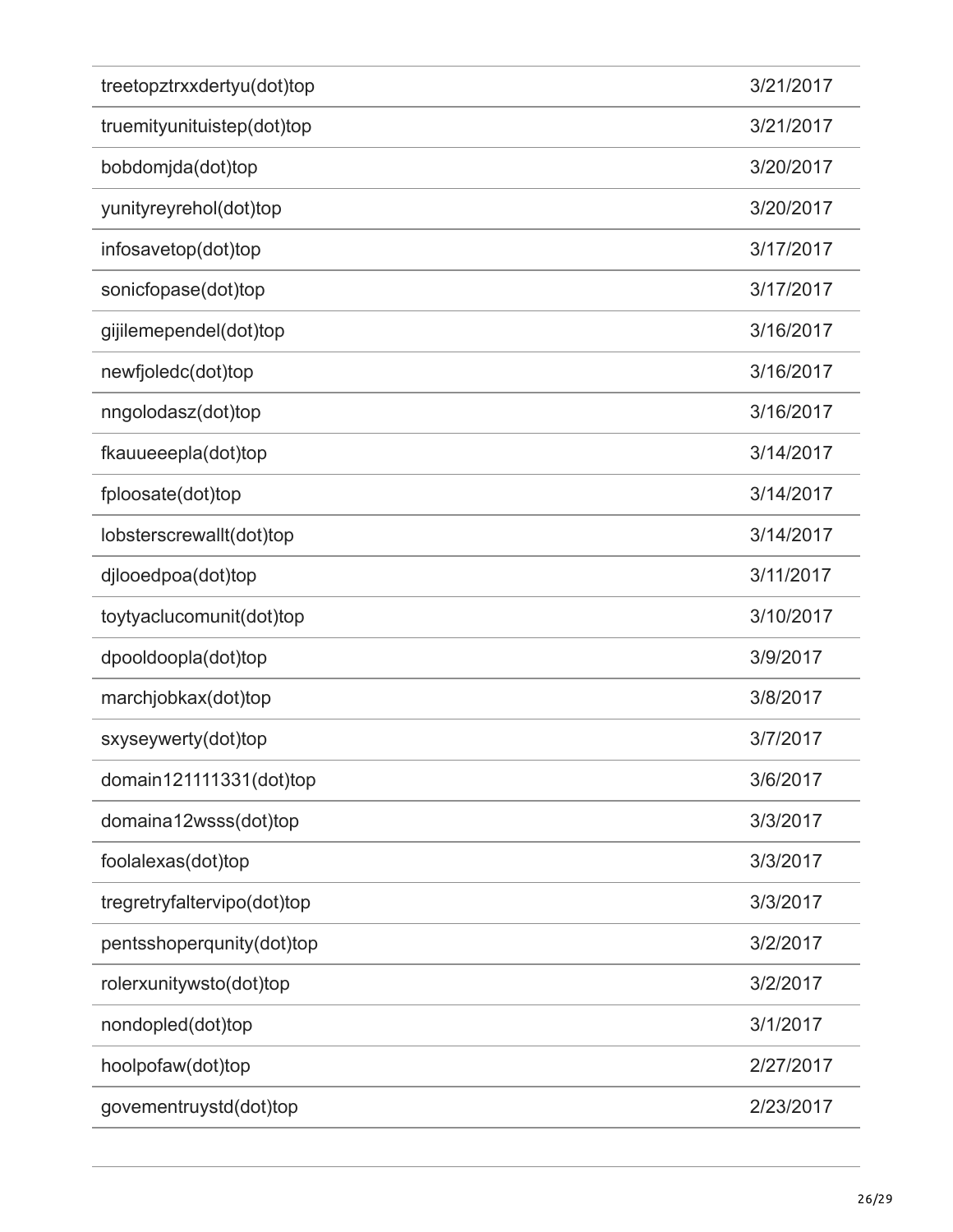| | |
|---|---|
| treetopztrxxdertyu(dot)top | 3/21/2017 |
| truemityunituistep(dot)top | 3/21/2017 |
| bobdomjda(dot)top | 3/20/2017 |
| yunityreyrehol(dot)top | 3/20/2017 |
| infosavetop(dot)top | 3/17/2017 |
| sonicfopase(dot)top | 3/17/2017 |
| gijilemependel(dot)top | 3/16/2017 |
| newfjoledc(dot)top | 3/16/2017 |
| nngolodasz(dot)top | 3/16/2017 |
| fkauueeepla(dot)top | 3/14/2017 |
| fploosate(dot)top | 3/14/2017 |
| lobsterscrewallt(dot)top | 3/14/2017 |
| djlooedpoa(dot)top | 3/11/2017 |
| toytyaclucomunit(dot)top | 3/10/2017 |
| dpooldoopla(dot)top | 3/9/2017 |
| marchjobkax(dot)top | 3/8/2017 |
| sxyseywerty(dot)top | 3/7/2017 |
| domain121111331(dot)top | 3/6/2017 |
| domaina12wsss(dot)top | 3/3/2017 |
| foolalexas(dot)top | 3/3/2017 |
| tregretryfaltervipo(dot)top | 3/3/2017 |
| pentsshoperqunity(dot)top | 3/2/2017 |
| rolerxunitywsto(dot)top | 3/2/2017 |
| nondopled(dot)top | 3/1/2017 |
| hoolpofaw(dot)top | 2/27/2017 |
| govementruystd(dot)top | 2/23/2017 |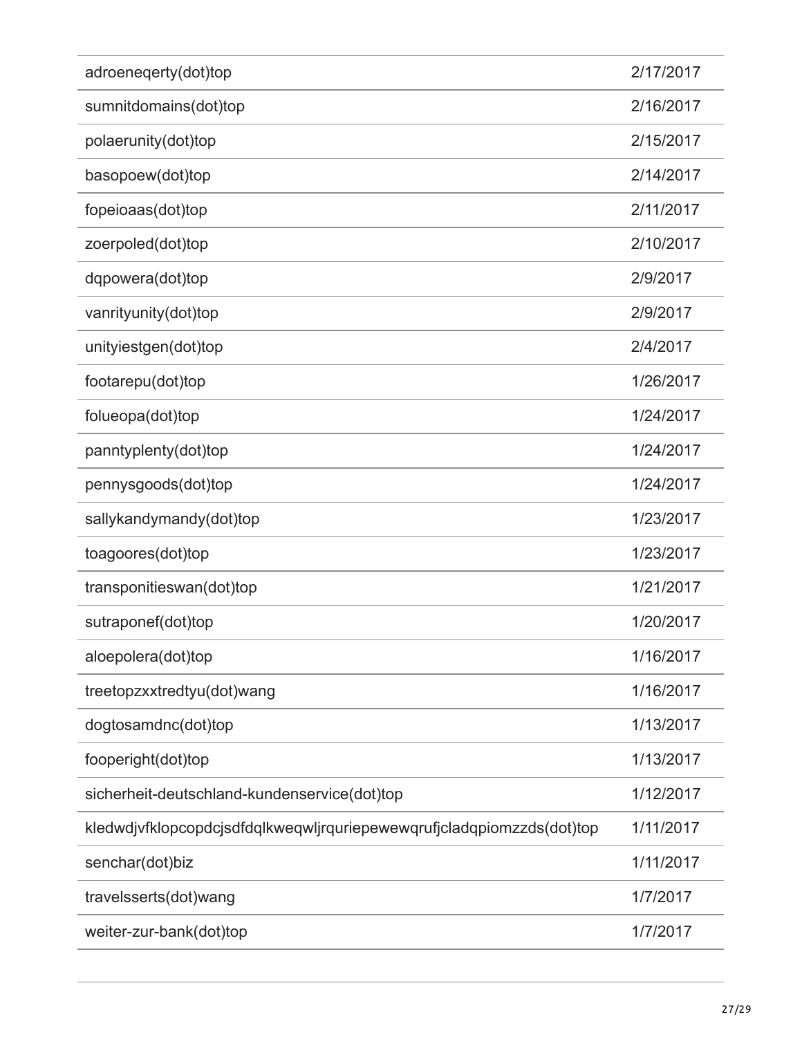| | |
|---|---|
| adroeneqerty(dot)top | 2/17/2017 |
| sumnitdomains(dot)top | 2/16/2017 |
| polaerunity(dot)top | 2/15/2017 |
| basopoew(dot)top | 2/14/2017 |
| fopeioaas(dot)top | 2/11/2017 |
| zoerpoled(dot)top | 2/10/2017 |
| dqpowera(dot)top | 2/9/2017 |
| vanrityunity(dot)top | 2/9/2017 |
| unityiestgen(dot)top | 2/4/2017 |
| footarepu(dot)top | 1/26/2017 |
| folueopa(dot)top | 1/24/2017 |
| panntyplenty(dot)top | 1/24/2017 |
| pennysgoods(dot)top | 1/24/2017 |
| sallykandymandy(dot)top | 1/23/2017 |
| toagoores(dot)top | 1/23/2017 |
| transponitieswan(dot)top | 1/21/2017 |
| sutraponef(dot)top | 1/20/2017 |
| aloepolera(dot)top | 1/16/2017 |
| treetopzxxtredtyu(dot)wang | 1/16/2017 |
| dogtosamdnc(dot)top | 1/13/2017 |
| fooperight(dot)top | 1/13/2017 |
| sicherheit-deutschland-kundenservice(dot)top | 1/12/2017 |
| kledwdjvfklopcopdcjsdfdqlkweqwljrquriepewewqrufjcladqpiomzzds(dot)top | 1/11/2017 |
| senchar(dot)biz | 1/11/2017 |
| travelsserts(dot)wang | 1/7/2017 |
| weiter-zur-bank(dot)top | 1/7/2017 |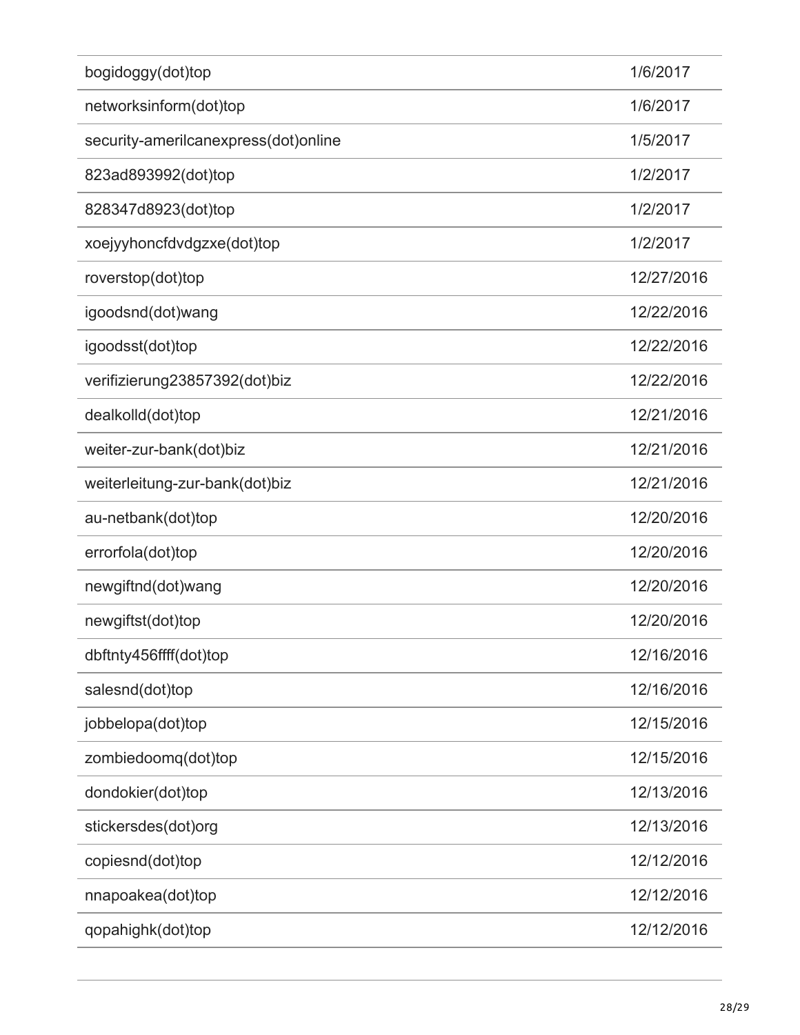| | |
|---|---|
| bogidoggy(dot)top | 1/6/2017 |
| networksinform(dot)top | 1/6/2017 |
| security-amerilcanexpress(dot)online | 1/5/2017 |
| 823ad893992(dot)top | 1/2/2017 |
| 828347d8923(dot)top | 1/2/2017 |
| xoejyyhoncfdvdgzxe(dot)top | 1/2/2017 |
| roverstop(dot)top | 12/27/2016 |
| igoodsnd(dot)wang | 12/22/2016 |
| igoodsst(dot)top | 12/22/2016 |
| verifizierung23857392(dot)biz | 12/22/2016 |
| dealkolld(dot)top | 12/21/2016 |
| weiter-zur-bank(dot)biz | 12/21/2016 |
| weiterleitung-zur-bank(dot)biz | 12/21/2016 |
| au-netbank(dot)top | 12/20/2016 |
| errorfola(dot)top | 12/20/2016 |
| newgiftnd(dot)wang | 12/20/2016 |
| newgiftst(dot)top | 12/20/2016 |
| dbftnty456ffff(dot)top | 12/16/2016 |
| salesnd(dot)top | 12/16/2016 |
| jobbelopa(dot)top | 12/15/2016 |
| zombiedoomq(dot)top | 12/15/2016 |
| dondokier(dot)top | 12/13/2016 |
| stickersdes(dot)org | 12/13/2016 |
| copiesnd(dot)top | 12/12/2016 |
| nnapoakea(dot)top | 12/12/2016 |
| qopahighk(dot)top | 12/12/2016 |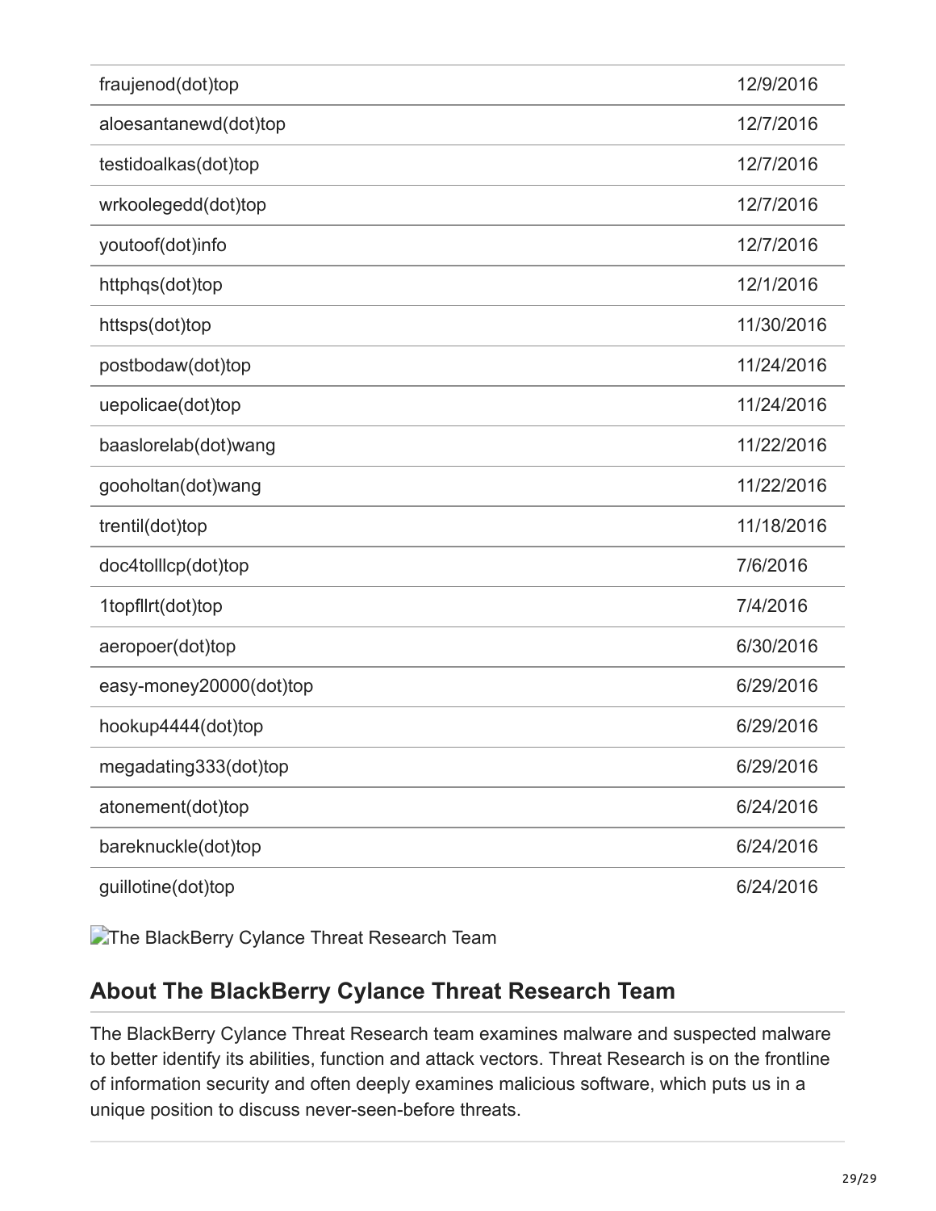| | |
|---|---|
| fraujenod(dot)top | 12/9/2016 |
| aloesantanewd(dot)top | 12/7/2016 |
| testidoalkas(dot)top | 12/7/2016 |
| wrkoolegedd(dot)top | 12/7/2016 |
| youtoof(dot)info | 12/7/2016 |
| httphqs(dot)top | 12/1/2016 |
| httsps(dot)top | 11/30/2016 |
| postbodaw(dot)top | 11/24/2016 |
| uepolicae(dot)top | 11/24/2016 |
| baaslorelab(dot)wang | 11/22/2016 |
| gooholtan(dot)wang | 11/22/2016 |
| trentil(dot)top | 11/18/2016 |
| doc4tolllcp(dot)top | 7/6/2016 |
| 1topfllrt(dot)top | 7/4/2016 |
| aeropoer(dot)top | 6/30/2016 |
| easy-money20000(dot)top | 6/29/2016 |
| hookup4444(dot)top | 6/29/2016 |
| megadating333(dot)top | 6/29/2016 |
| atonement(dot)top | 6/24/2016 |
| bareknuckle(dot)top | 6/24/2016 |
| guillotine(dot)top | 6/24/2016 |

The BlackBerry Cylance Threat Research Team

## About The BlackBerry Cylance Threat Research Team

The BlackBerry Cylance Threat Research team examines malware and suspected malware to better identify its abilities, function and attack vectors. Threat Research is on the frontline of information security and often deeply examines malicious software, which puts us in a unique position to discuss never-seen-before threats.